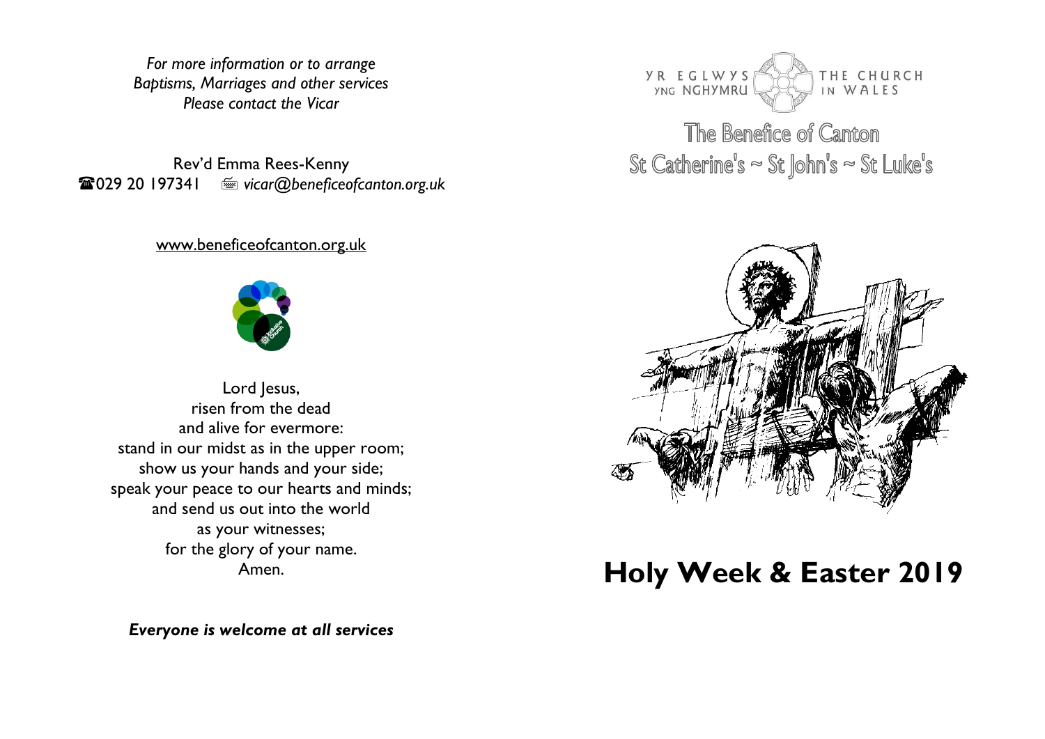*For more information or to arrange*
*Baptisms, Marriages and other services*
*Please contact the Vicar*

Rev'd Emma Rees-Kenny
☎029 20 197341 📠 *vicar@beneficeofcanton.org.uk*

www.beneficeofcanton.org.uk

Lord Jesus,
risen from the dead
and alive for evermore:
stand in our midst as in the upper room;
show us your hands and your side;
speak your peace to our hearts and minds;
and send us out into the world
as your witnesses;
for the glory of your name.
Amen.

***Everyone is welcome at all services***

YR EGLWYS YNG NGHYMRU · THE CHURCH IN WALES

## The Benefice of Canton

## St Catherine's ~ St John's ~ St Luke's

# Holy Week & Easter 2019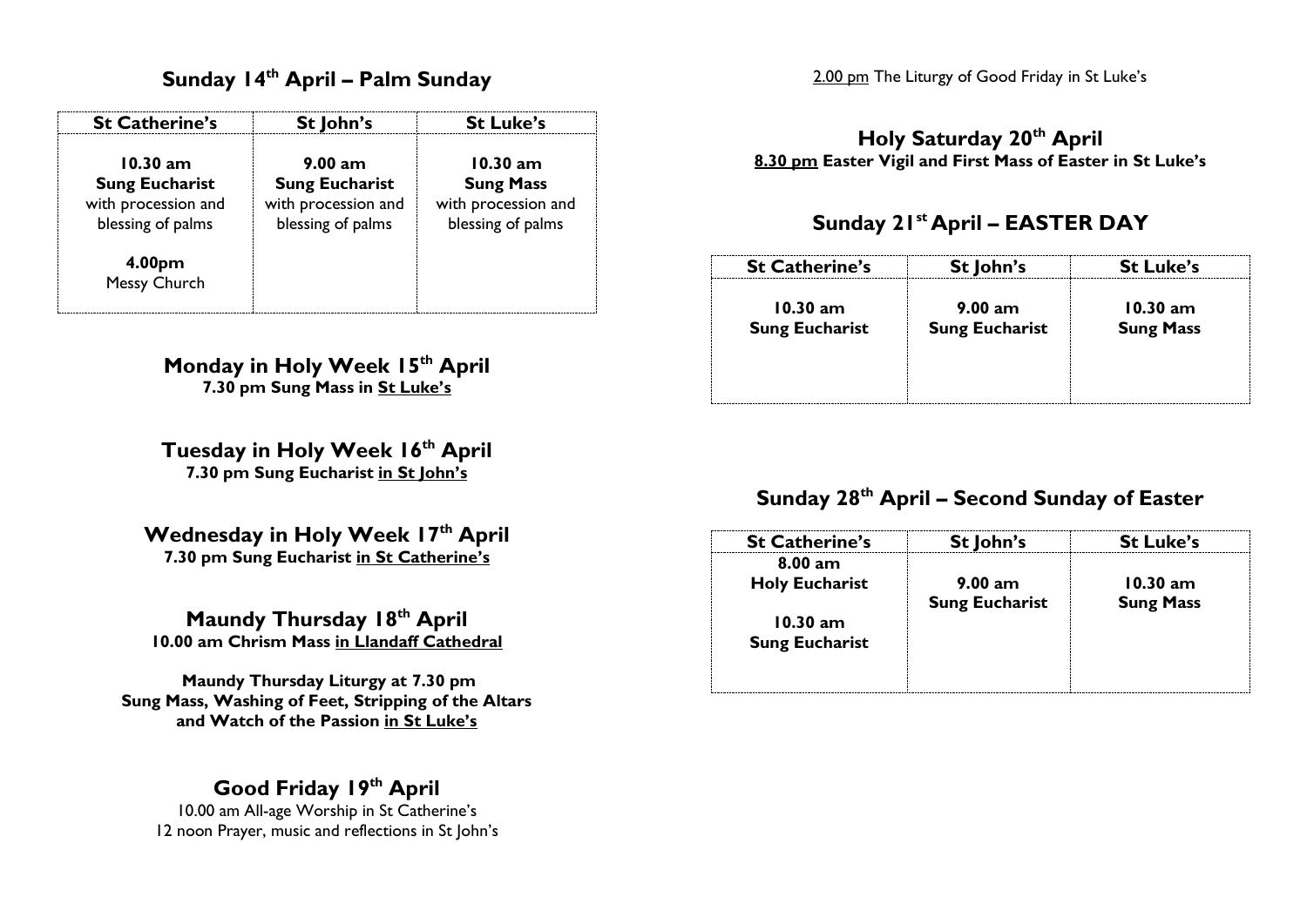## Sunday 14th April – Palm Sunday

| St Catherine's | St John's | St Luke's |
|---|---|---|
| **10.30 am** **Sung Eucharist** with procession and blessing of palms **4.00pm** Messy Church | **9.00 am** **Sung Eucharist** with procession and blessing of palms | **10.30 am** **Sung Mass** with procession and blessing of palms |

## Monday in Holy Week 15th April

**7.30 pm Sung Mass in St Luke's**

## Tuesday in Holy Week 16th April

**7.30 pm Sung Eucharist in St John's**

## Wednesday in Holy Week 17th April

**7.30 pm Sung Eucharist in St Catherine's**

## Maundy Thursday 18th April

**10.00 am Chrism Mass in Llandaff Cathedral**

**Maundy Thursday Liturgy at 7.30 pm**
**Sung Mass, Washing of Feet, Stripping of the Altars and Watch of the Passion in St Luke's**

## Good Friday 19th April

10.00 am All-age Worship in St Catherine's
12 noon Prayer, music and reflections in St John's
2.00 pm The Liturgy of Good Friday in St Luke's

## Holy Saturday 20th April

**8.30 pm Easter Vigil and First Mass of Easter in St Luke's**

## Sunday 21st April – EASTER DAY

| St Catherine's | St John's | St Luke's |
|---|---|---|
| **10.30 am** **Sung Eucharist** | **9.00 am** **Sung Eucharist** | **10.30 am** **Sung Mass** |

## Sunday 28th April – Second Sunday of Easter

| St Catherine's | St John's | St Luke's |
|---|---|---|
| **8.00 am** **Holy Eucharist** **10.30 am** **Sung Eucharist** | **9.00 am** **Sung Eucharist** | **10.30 am** **Sung Mass** |